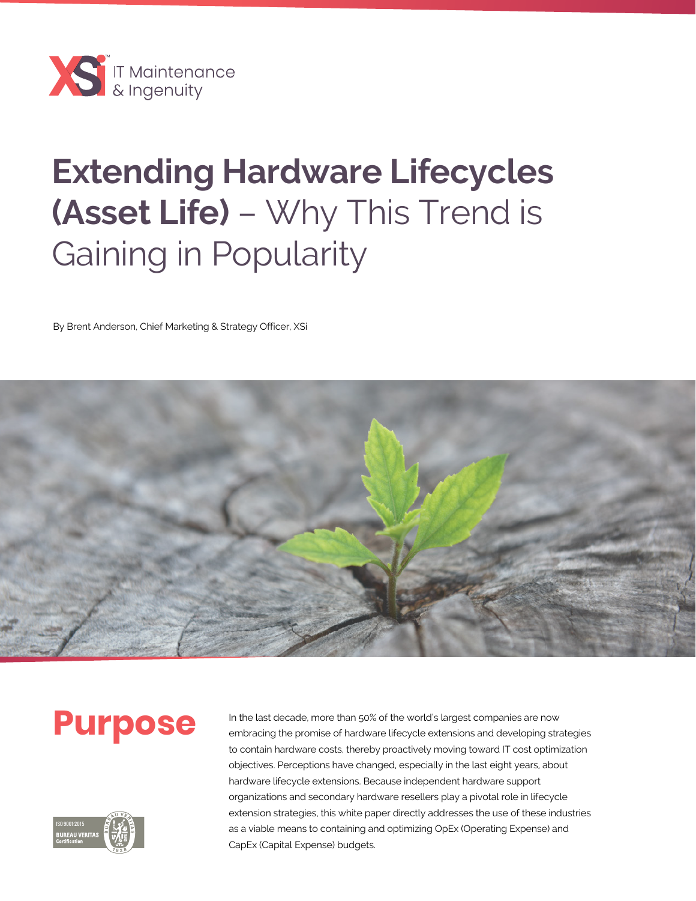XSi IT Maintenance & Ingenuity

# **Extending Hardware Lifecycles (Asset Life)** – Why This Trend is Gaining in Popularity

By Brent Anderson, Chief Marketing & Strategy Officer, XSi

## Purpose

In the last decade, more than 50% of the world's largest companies are now embracing the promise of hardware lifecycle extensions and developing strategies to contain hardware costs, thereby proactively moving toward IT cost optimization objectives. Perceptions have changed, especially in the last eight years, about hardware lifecycle extensions. Because independent hardware support organizations and secondary hardware resellers play a pivotal role in lifecycle extension strategies, this white paper directly addresses the use of these industries as a viable means to containing and optimizing OpEx (Operating Expense) and CapEx (Capital Expense) budgets.

ISO 9001:2015 BUREAU VERITAS Certification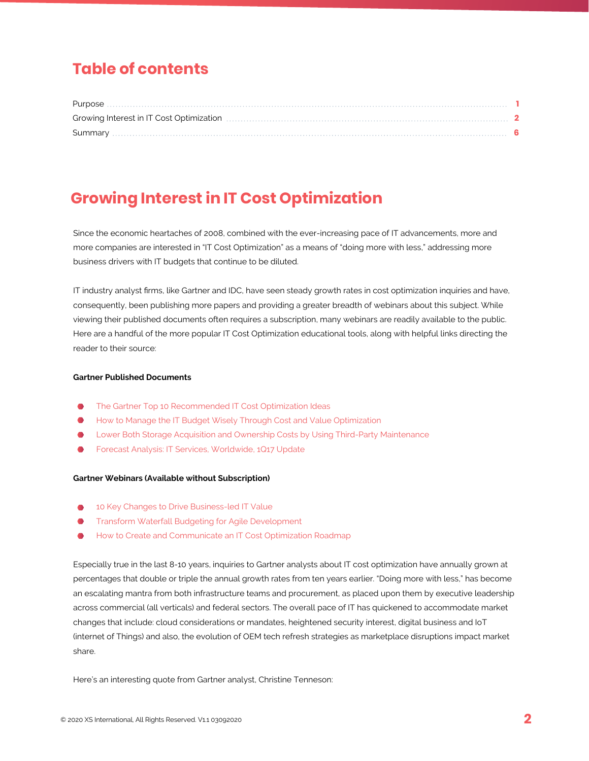# Table of contents

Purpose ........ 1
Growing Interest in IT Cost Optimization ........ 2
Summary ........ 6

## Growing Interest in IT Cost Optimization

Since the economic heartaches of 2008, combined with the ever-increasing pace of IT advancements, more and more companies are interested in "IT Cost Optimization" as a means of "doing more with less," addressing more business drivers with IT budgets that continue to be diluted.

IT industry analyst firms, like Gartner and IDC, have seen steady growth rates in cost optimization inquiries and have, consequently, been publishing more papers and providing a greater breadth of webinars about this subject. While viewing their published documents often requires a subscription, many webinars are readily available to the public. Here are a handful of the more popular IT Cost Optimization educational tools, along with helpful links directing the reader to their source:

**Gartner Published Documents**

- The Gartner Top 10 Recommended IT Cost Optimization Ideas
- How to Manage the IT Budget Wisely Through Cost and Value Optimization
- Lower Both Storage Acquisition and Ownership Costs by Using Third-Party Maintenance
- Forecast Analysis: IT Services, Worldwide, 1Q17 Update

**Gartner Webinars (Available without Subscription)**

- 10 Key Changes to Drive Business-led IT Value
- Transform Waterfall Budgeting for Agile Development
- How to Create and Communicate an IT Cost Optimization Roadmap

Especially true in the last 8-10 years, inquiries to Gartner analysts about IT cost optimization have annually grown at percentages that double or triple the annual growth rates from ten years earlier. "Doing more with less," has become an escalating mantra from both infrastructure teams and procurement, as placed upon them by executive leadership across commercial (all verticals) and federal sectors. The overall pace of IT has quickened to accommodate market changes that include: cloud considerations or mandates, heightened security interest, digital business and IoT (internet of Things) and also, the evolution of OEM tech refresh strategies as marketplace disruptions impact market share.

Here's an interesting quote from Gartner analyst, Christine Tenneson:

© 2020 XS International, All Rights Reserved. V1.1 03092020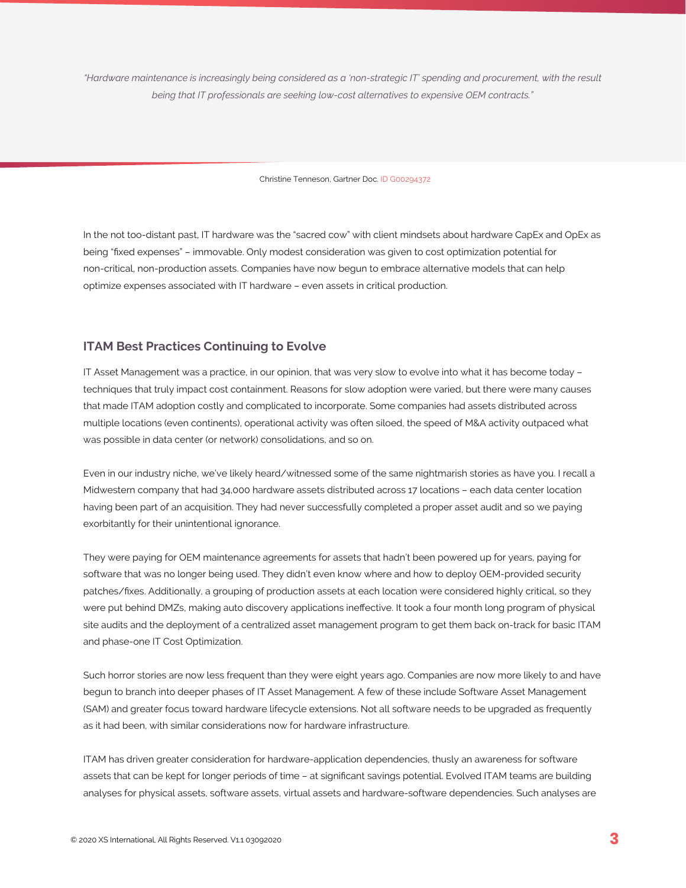*"Hardware maintenance is increasingly being considered as a 'non-strategic IT' spending and procurement, with the result being that IT professionals are seeking low-cost alternatives to expensive OEM contracts."*

Christine Tenneson, Gartner Doc. ID G00294372

In the not too-distant past, IT hardware was the "sacred cow" with client mindsets about hardware CapEx and OpEx as being "fixed expenses" – immovable. Only modest consideration was given to cost optimization potential for non-critical, non-production assets. Companies have now begun to embrace alternative models that can help optimize expenses associated with IT hardware – even assets in critical production.

### ITAM Best Practices Continuing to Evolve

IT Asset Management was a practice, in our opinion, that was very slow to evolve into what it has become today – techniques that truly impact cost containment. Reasons for slow adoption were varied, but there were many causes that made ITAM adoption costly and complicated to incorporate. Some companies had assets distributed across multiple locations (even continents), operational activity was often siloed, the speed of M&A activity outpaced what was possible in data center (or network) consolidations, and so on.

Even in our industry niche, we've likely heard/witnessed some of the same nightmarish stories as have you. I recall a Midwestern company that had 34,000 hardware assets distributed across 17 locations – each data center location having been part of an acquisition. They had never successfully completed a proper asset audit and so we paying exorbitantly for their unintentional ignorance.

They were paying for OEM maintenance agreements for assets that hadn't been powered up for years, paying for software that was no longer being used. They didn't even know where and how to deploy OEM-provided security patches/fixes. Additionally, a grouping of production assets at each location were considered highly critical, so they were put behind DMZs, making auto discovery applications ineffective. It took a four month long program of physical site audits and the deployment of a centralized asset management program to get them back on-track for basic ITAM and phase-one IT Cost Optimization.

Such horror stories are now less frequent than they were eight years ago. Companies are now more likely to and have begun to branch into deeper phases of IT Asset Management. A few of these include Software Asset Management (SAM) and greater focus toward hardware lifecycle extensions. Not all software needs to be upgraded as frequently as it had been, with similar considerations now for hardware infrastructure.

ITAM has driven greater consideration for hardware-application dependencies, thusly an awareness for software assets that can be kept for longer periods of time – at significant savings potential. Evolved ITAM teams are building analyses for physical assets, software assets, virtual assets and hardware-software dependencies. Such analyses are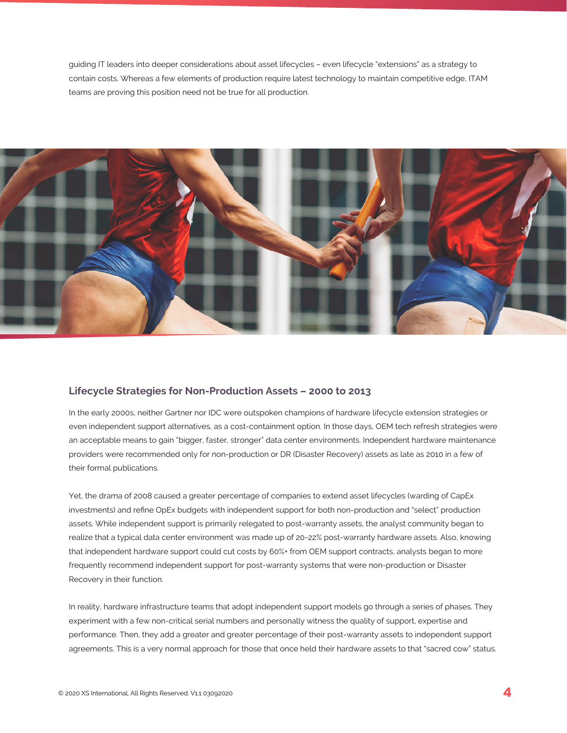guiding IT leaders into deeper considerations about asset lifecycles – even lifecycle "extensions" as a strategy to contain costs. Whereas a few elements of production require latest technology to maintain competitive edge, ITAM teams are proving this position need not be true for all production.

## Lifecycle Strategies for Non-Production Assets – 2000 to 2013

In the early 2000s, neither Gartner nor IDC were outspoken champions of hardware lifecycle extension strategies or even independent support alternatives, as a cost-containment option. In those days, OEM tech refresh strategies were an acceptable means to gain "bigger, faster, stronger" data center environments. Independent hardware maintenance providers were recommended only for non-production or DR (Disaster Recovery) assets as late as 2010 in a few of their formal publications.

Yet, the drama of 2008 caused a greater percentage of companies to extend asset lifecycles (warding of CapEx investments) and refine OpEx budgets with independent support for both non-production and "select" production assets. While independent support is primarily relegated to post-warranty assets, the analyst community began to realize that a typical data center environment was made up of 20-22% post-warranty hardware assets. Also, knowing that independent hardware support could cut costs by 60%+ from OEM support contracts, analysts began to more frequently recommend independent support for post-warranty systems that were non-production or Disaster Recovery in their function.

In reality, hardware infrastructure teams that adopt independent support models go through a series of phases. They experiment with a few non-critical serial numbers and personally witness the quality of support, expertise and performance. Then, they add a greater and greater percentage of their post-warranty assets to independent support agreements. This is a very normal approach for those that once held their hardware assets to that "sacred cow" status.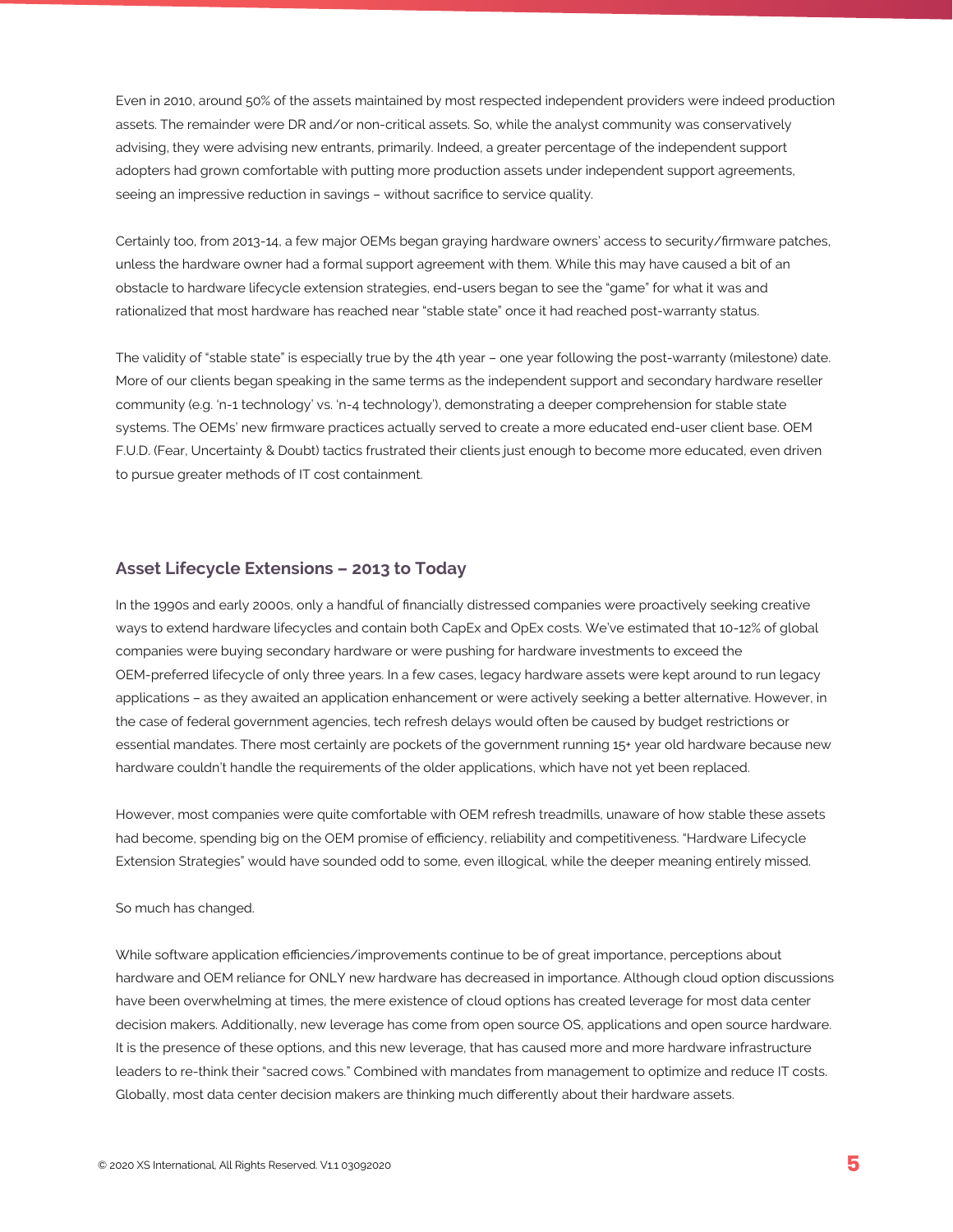Even in 2010, around 50% of the assets maintained by most respected independent providers were indeed production assets. The remainder were DR and/or non-critical assets. So, while the analyst community was conservatively advising, they were advising new entrants, primarily. Indeed, a greater percentage of the independent support adopters had grown comfortable with putting more production assets under independent support agreements, seeing an impressive reduction in savings – without sacrifice to service quality.

Certainly too, from 2013-14, a few major OEMs began graying hardware owners' access to security/firmware patches, unless the hardware owner had a formal support agreement with them. While this may have caused a bit of an obstacle to hardware lifecycle extension strategies, end-users began to see the "game" for what it was and rationalized that most hardware has reached near "stable state" once it had reached post-warranty status.

The validity of "stable state" is especially true by the 4th year – one year following the post-warranty (milestone) date. More of our clients began speaking in the same terms as the independent support and secondary hardware reseller community (e.g. 'n-1 technology' vs. 'n-4 technology'), demonstrating a deeper comprehension for stable state systems. The OEMs' new firmware practices actually served to create a more educated end-user client base. OEM F.U.D. (Fear, Uncertainty & Doubt) tactics frustrated their clients just enough to become more educated, even driven to pursue greater methods of IT cost containment.

## Asset Lifecycle Extensions – 2013 to Today

In the 1990s and early 2000s, only a handful of financially distressed companies were proactively seeking creative ways to extend hardware lifecycles and contain both CapEx and OpEx costs. We've estimated that 10-12% of global companies were buying secondary hardware or were pushing for hardware investments to exceed the OEM-preferred lifecycle of only three years. In a few cases, legacy hardware assets were kept around to run legacy applications – as they awaited an application enhancement or were actively seeking a better alternative. However, in the case of federal government agencies, tech refresh delays would often be caused by budget restrictions or essential mandates. There most certainly are pockets of the government running 15+ year old hardware because new hardware couldn't handle the requirements of the older applications, which have not yet been replaced.

However, most companies were quite comfortable with OEM refresh treadmills, unaware of how stable these assets had become, spending big on the OEM promise of efficiency, reliability and competitiveness. "Hardware Lifecycle Extension Strategies" would have sounded odd to some, even illogical, while the deeper meaning entirely missed.

So much has changed.

While software application efficiencies/improvements continue to be of great importance, perceptions about hardware and OEM reliance for ONLY new hardware has decreased in importance. Although cloud option discussions have been overwhelming at times, the mere existence of cloud options has created leverage for most data center decision makers. Additionally, new leverage has come from open source OS, applications and open source hardware. It is the presence of these options, and this new leverage, that has caused more and more hardware infrastructure leaders to re-think their "sacred cows." Combined with mandates from management to optimize and reduce IT costs. Globally, most data center decision makers are thinking much differently about their hardware assets.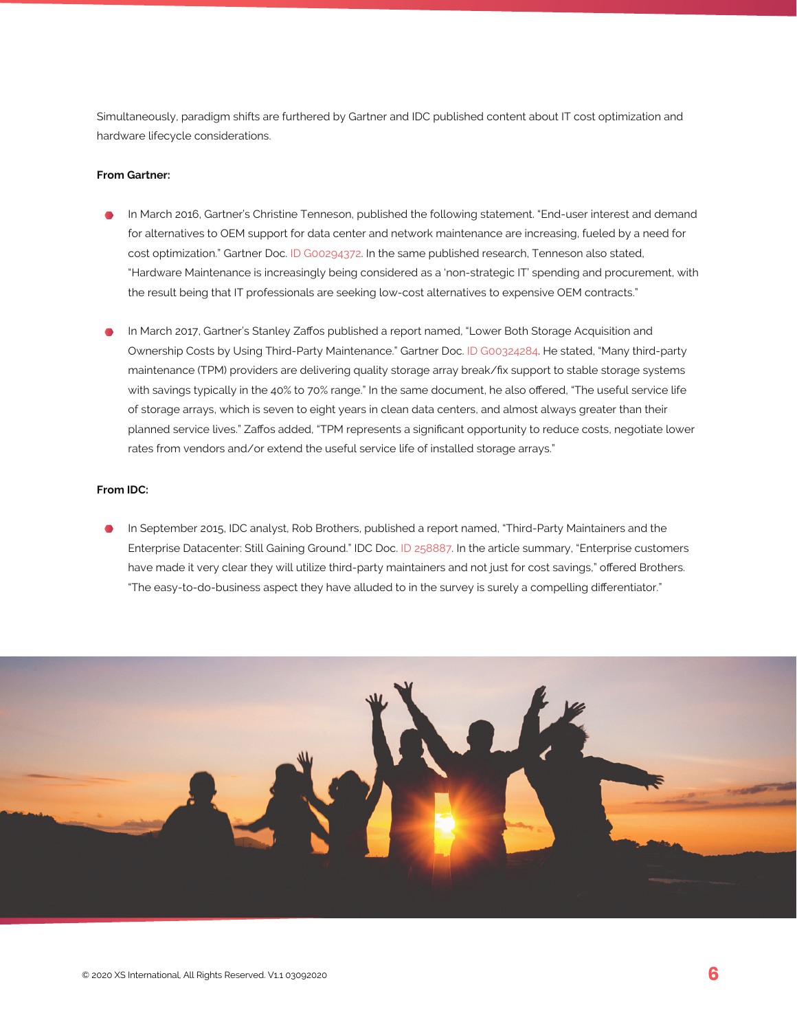Simultaneously, paradigm shifts are furthered by Gartner and IDC published content about IT cost optimization and hardware lifecycle considerations.

**From Gartner:**

- In March 2016, Gartner's Christine Tenneson, published the following statement. "End-user interest and demand for alternatives to OEM support for data center and network maintenance are increasing, fueled by a need for cost optimization." Gartner Doc. ID G00294372. In the same published research, Tenneson also stated, "Hardware Maintenance is increasingly being considered as a 'non-strategic IT' spending and procurement, with the result being that IT professionals are seeking low-cost alternatives to expensive OEM contracts."

- In March 2017, Gartner's Stanley Zaffos published a report named, "Lower Both Storage Acquisition and Ownership Costs by Using Third-Party Maintenance." Gartner Doc. ID G00324284. He stated, "Many third-party maintenance (TPM) providers are delivering quality storage array break/fix support to stable storage systems with savings typically in the 40% to 70% range." In the same document, he also offered, "The useful service life of storage arrays, which is seven to eight years in clean data centers, and almost always greater than their planned service lives." Zaffos added, "TPM represents a significant opportunity to reduce costs, negotiate lower rates from vendors and/or extend the useful service life of installed storage arrays."

**From IDC:**

- In September 2015, IDC analyst, Rob Brothers, published a report named, "Third-Party Maintainers and the Enterprise Datacenter: Still Gaining Ground." IDC Doc. ID 258887. In the article summary, "Enterprise customers have made it very clear they will utilize third-party maintainers and not just for cost savings," offered Brothers. "The easy-to-do-business aspect they have alluded to in the survey is surely a compelling differentiator."

© 2020 XS International, All Rights Reserved. V1.1 03092020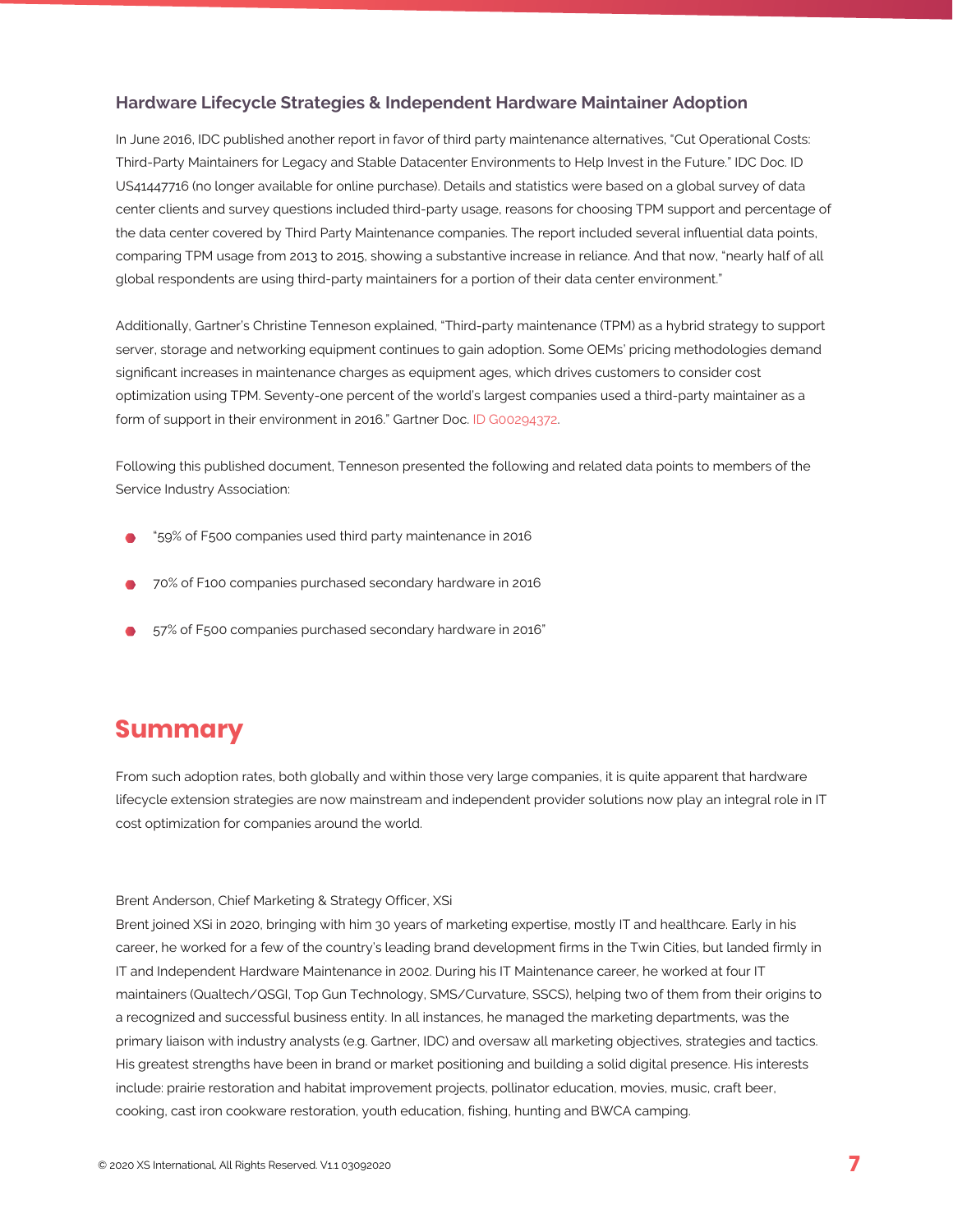### Hardware Lifecycle Strategies & Independent Hardware Maintainer Adoption

In June 2016, IDC published another report in favor of third party maintenance alternatives, "Cut Operational Costs: Third-Party Maintainers for Legacy and Stable Datacenter Environments to Help Invest in the Future." IDC Doc. ID US41447716 (no longer available for online purchase). Details and statistics were based on a global survey of data center clients and survey questions included third-party usage, reasons for choosing TPM support and percentage of the data center covered by Third Party Maintenance companies. The report included several influential data points, comparing TPM usage from 2013 to 2015, showing a substantive increase in reliance. And that now, "nearly half of all global respondents are using third-party maintainers for a portion of their data center environment."

Additionally, Gartner's Christine Tenneson explained, "Third-party maintenance (TPM) as a hybrid strategy to support server, storage and networking equipment continues to gain adoption. Some OEMs' pricing methodologies demand significant increases in maintenance charges as equipment ages, which drives customers to consider cost optimization using TPM. Seventy-one percent of the world's largest companies used a third-party maintainer as a form of support in their environment in 2016." Gartner Doc. ID G00294372.

Following this published document, Tenneson presented the following and related data points to members of the Service Industry Association:

- "59% of F500 companies used third party maintenance in 2016
- 70% of F100 companies purchased secondary hardware in 2016
- 57% of F500 companies purchased secondary hardware in 2016"

## Summary

From such adoption rates, both globally and within those very large companies, it is quite apparent that hardware lifecycle extension strategies are now mainstream and independent provider solutions now play an integral role in IT cost optimization for companies around the world.

Brent Anderson, Chief Marketing & Strategy Officer, XSi
Brent joined XSi in 2020, bringing with him 30 years of marketing expertise, mostly IT and healthcare. Early in his career, he worked for a few of the country's leading brand development firms in the Twin Cities, but landed firmly in IT and Independent Hardware Maintenance in 2002. During his IT Maintenance career, he worked at four IT maintainers (Qualtech/QSGI, Top Gun Technology, SMS/Curvature, SSCS), helping two of them from their origins to a recognized and successful business entity. In all instances, he managed the marketing departments, was the primary liaison with industry analysts (e.g. Gartner, IDC) and oversaw all marketing objectives, strategies and tactics. His greatest strengths have been in brand or market positioning and building a solid digital presence. His interests include: prairie restoration and habitat improvement projects, pollinator education, movies, music, craft beer, cooking, cast iron cookware restoration, youth education, fishing, hunting and BWCA camping.

© 2020 XS International, All Rights Reserved. V1.1 03092020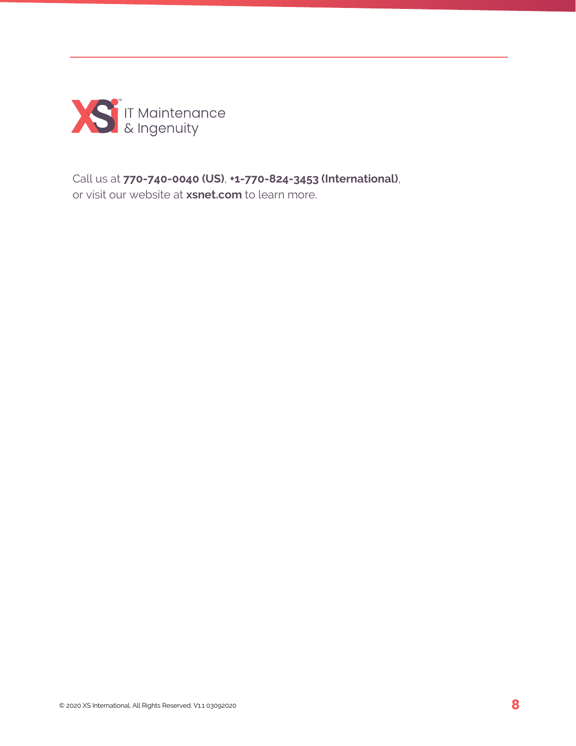IT Maintenance
& Ingenuity

Call us at **770-740-0040 (US)**, **+1-770-824-3453 (International)**,
or visit our website at **xsnet.com** to learn more.

© 2020 XS International, All Rights Reserved. V1.1 03092020